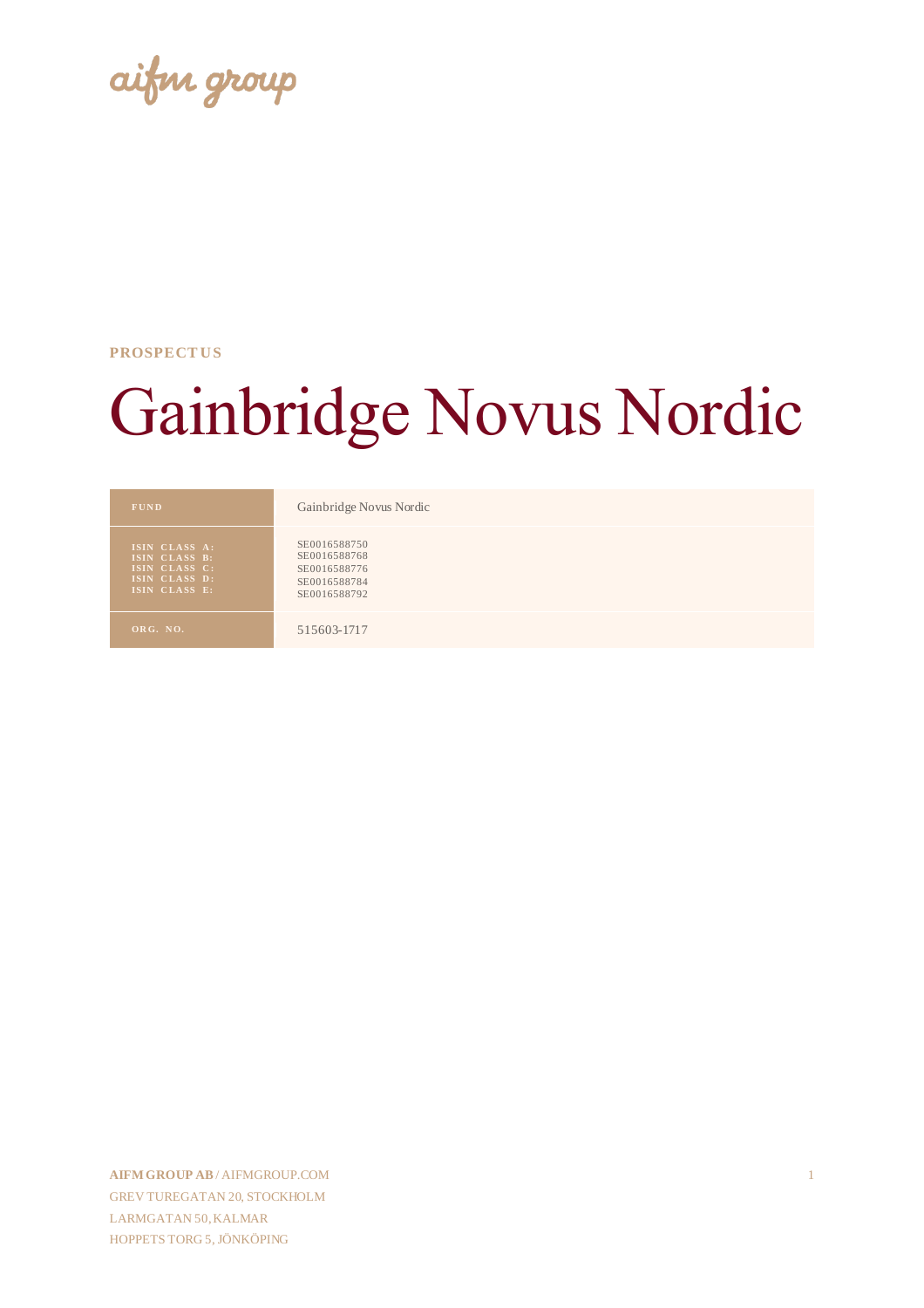aifm group

**PROSPECTUS**

# Gainbridge Novus Nordic

| | |
|---|---|
| **FUND** | Gainbridge Novus Nordic |
| **ISIN CLASS A:**<br>**ISIN CLASS B:**<br>**ISIN CLASS C:**<br>**ISIN CLASS D:**<br>**ISIN CLASS E:** | SE0016588750<br>SE0016588768<br>SE0016588776<br>SE0016588784<br>SE0016588792 |
| **ORG. NO.** | 515603-1717 |

**AIFM GROUP AB** / AIFMGROUP.COM
GREV TUREGATAN 20, STOCKHOLM
LARMGATAN 50, KALMAR
HOPPETS TORG 5, JÖNKÖPING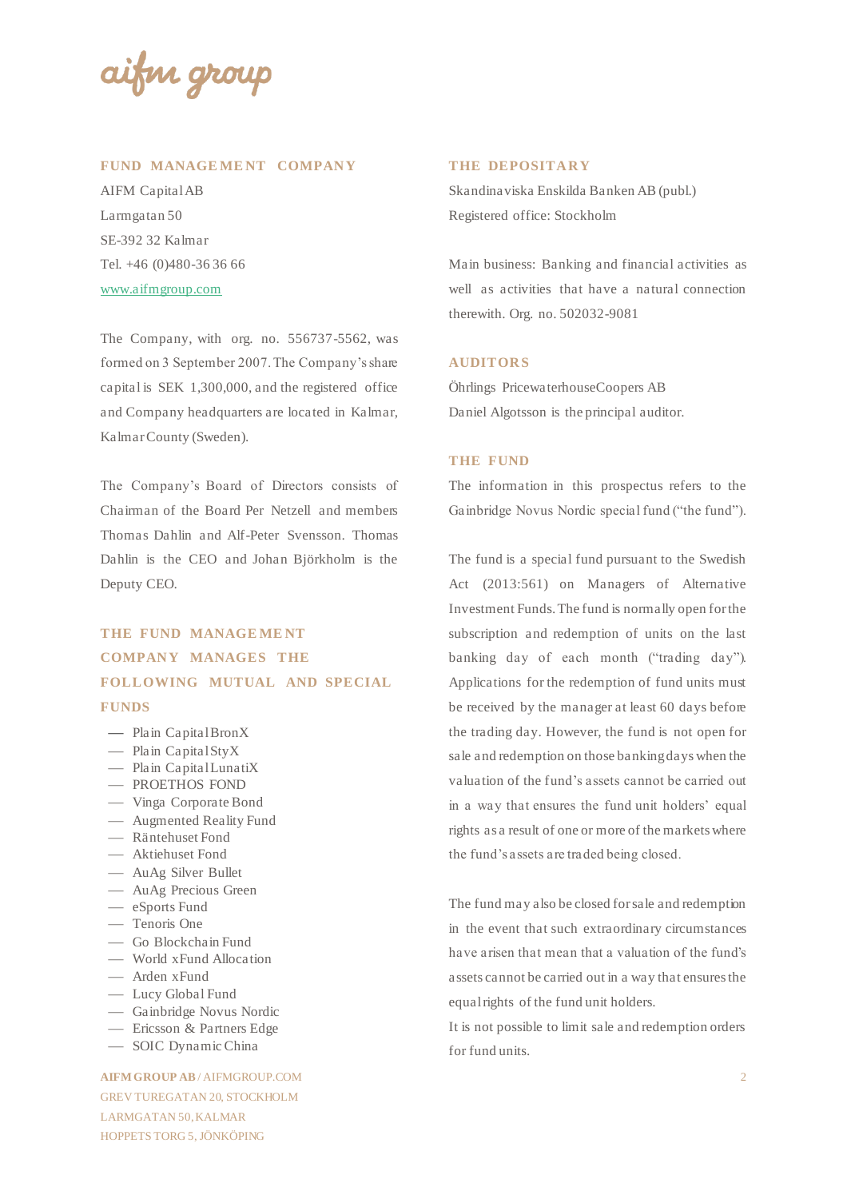## FUND MANAGEMENT COMPANY

AIFM Capital AB
Larmgatan 50
SE-392 32 Kalmar
Tel. +46 (0)480-36 36 66
www.aifmgroup.com

The Company, with org. no. 556737-5562, was formed on 3 September 2007. The Company's share capital is SEK 1,300,000, and the registered office and Company headquarters are located in Kalmar, Kalmar County (Sweden).

The Company's Board of Directors consists of Chairman of the Board Per Netzell and members Thomas Dahlin and Alf-Peter Svensson. Thomas Dahlin is the CEO and Johan Björkholm is the Deputy CEO.

## THE FUND MANAGEMENT COMPANY MANAGES THE FOLLOWING MUTUAL AND SPECIAL FUNDS

- Plain Capital BronX
- Plain Capital StyX
- Plain Capital LunatiX
- PROETHOS FOND
- Vinga Corporate Bond
- Augmented Reality Fund
- Räntehuset Fond
- Aktiehuset Fond
- AuAg Silver Bullet
- AuAg Precious Green
- eSports Fund
- Tenoris One
- Go Blockchain Fund
- World xFund Allocation
- Arden xFund
- Lucy Global Fund
- Gainbridge Novus Nordic
- Ericsson & Partners Edge
- SOIC Dynamic China

## THE DEPOSITARY

Skandinaviska Enskilda Banken AB (publ.)
Registered office: Stockholm

Main business: Banking and financial activities as well as activities that have a natural connection therewith. Org. no. 502032-9081

## AUDITORS

Öhrlings PricewaterhouseCoopers AB
Daniel Algotsson is the principal auditor.

## THE FUND

The information in this prospectus refers to the Gainbridge Novus Nordic special fund ("the fund").

The fund is a special fund pursuant to the Swedish Act (2013:561) on Managers of Alternative Investment Funds. The fund is normally open for the subscription and redemption of units on the last banking day of each month ("trading day"). Applications for the redemption of fund units must be received by the manager at least 60 days before the trading day. However, the fund is not open for sale and redemption on those banking days when the valuation of the fund's assets cannot be carried out in a way that ensures the fund unit holders' equal rights as a result of one or more of the markets where the fund's assets are traded being closed.

The fund may also be closed for sale and redemption in the event that such extraordinary circumstances have arisen that mean that a valuation of the fund's assets cannot be carried out in a way that ensures the equal rights of the fund unit holders.
It is not possible to limit sale and redemption orders for fund units.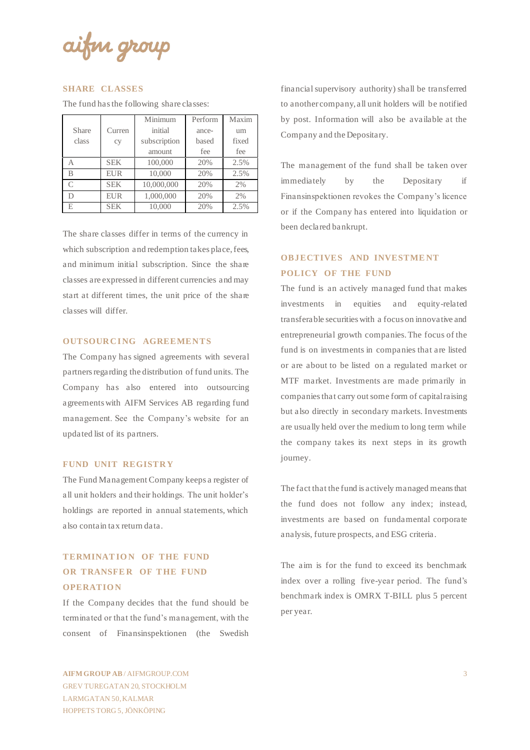## SHARE CLASSES

The fund has the following share classes:

| Share class | Currency | Minimum initial subscription amount | Performance-based fee | Maximum fixed fee |
|---|---|---|---|---|
| A | SEK | 100,000 | 20% | 2.5% |
| B | EUR | 10,000 | 20% | 2.5% |
| C | SEK | 10,000,000 | 20% | 2% |
| D | EUR | 1,000,000 | 20% | 2% |
| E | SEK | 10,000 | 20% | 2.5% |

The share classes differ in terms of the currency in which subscription and redemption takes place, fees, and minimum initial subscription. Since the share classes are expressed in different currencies and may start at different times, the unit price of the share classes will differ.

## OUTSOURCING AGREEMENTS

The Company has signed agreements with several partners regarding the distribution of fund units. The Company has also entered into outsourcing agreements with AIFM Services AB regarding fund management. See the Company's website for an updated list of its partners.

## FUND UNIT REGISTRY

The Fund Management Company keeps a register of all unit holders and their holdings. The unit holder's holdings are reported in annual statements, which also contain tax return data.

## TERMINATION OF THE FUND OR TRANSFER OF THE FUND OPERATION

If the Company decides that the fund should be terminated or that the fund's management, with the consent of Finansinspektionen (the Swedish financial supervisory authority) shall be transferred to another company, all unit holders will be notified by post. Information will also be available at the Company and the Depositary.

The management of the fund shall be taken over immediately by the Depositary if Finansinspektionen revokes the Company's licence or if the Company has entered into liquidation or been declared bankrupt.

## OBJECTIVES AND INVESTMENT POLICY OF THE FUND

The fund is an actively managed fund that makes investments in equities and equity-related transferable securities with a focus on innovative and entrepreneurial growth companies. The focus of the fund is on investments in companies that are listed or are about to be listed on a regulated market or MTF market. Investments are made primarily in companies that carry out some form of capital raising but also directly in secondary markets. Investments are usually held over the medium to long term while the company takes its next steps in its growth journey.

The fact that the fund is actively managed means that the fund does not follow any index; instead, investments are based on fundamental corporate analysis, future prospects, and ESG criteria.

The aim is for the fund to exceed its benchmark index over a rolling five-year period. The fund's benchmark index is OMRX T-BILL plus 5 percent per year.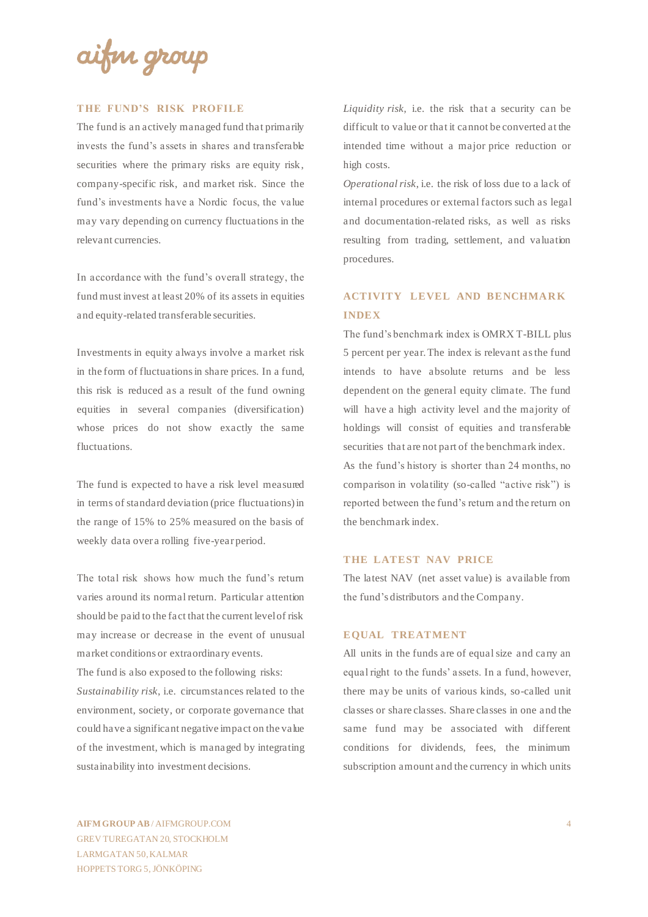## THE FUND'S RISK PROFILE

The fund is an actively managed fund that primarily invests the fund's assets in shares and transferable securities where the primary risks are equity risk, company-specific risk, and market risk. Since the fund's investments have a Nordic focus, the value may vary depending on currency fluctuations in the relevant currencies.

In accordance with the fund's overall strategy, the fund must invest at least 20% of its assets in equities and equity-related transferable securities.

Investments in equity always involve a market risk in the form of fluctuations in share prices. In a fund, this risk is reduced as a result of the fund owning equities in several companies (diversification) whose prices do not show exactly the same fluctuations.

The fund is expected to have a risk level measured in terms of standard deviation (price fluctuations) in the range of 15% to 25% measured on the basis of weekly data over a rolling five-year period.

The total risk shows how much the fund's return varies around its normal return. Particular attention should be paid to the fact that the current level of risk may increase or decrease in the event of unusual market conditions or extraordinary events.

The fund is also exposed to the following risks:

*Sustainability risk*, i.e. circumstances related to the environment, society, or corporate governance that could have a significant negative impact on the value of the investment, which is managed by integrating sustainability into investment decisions.

*Liquidity risk*, i.e. the risk that a security can be difficult to value or that it cannot be converted at the intended time without a major price reduction or high costs.

*Operational risk*, i.e. the risk of loss due to a lack of internal procedures or external factors such as legal and documentation-related risks, as well as risks resulting from trading, settlement, and valuation procedures.

## ACTIVITY LEVEL AND BENCHMARK INDEX

The fund's benchmark index is OMRX T-BILL plus 5 percent per year. The index is relevant as the fund intends to have absolute returns and be less dependent on the general equity climate. The fund will have a high activity level and the majority of holdings will consist of equities and transferable securities that are not part of the benchmark index.

As the fund's history is shorter than 24 months, no comparison in volatility (so-called "active risk") is reported between the fund's return and the return on the benchmark index.

## THE LATEST NAV PRICE

The latest NAV (net asset value) is available from the fund's distributors and the Company.

## EQUAL TREATMENT

All units in the funds are of equal size and carry an equal right to the funds' assets. In a fund, however, there may be units of various kinds, so-called unit classes or share classes. Share classes in one and the same fund may be associated with different conditions for dividends, fees, the minimum subscription amount and the currency in which units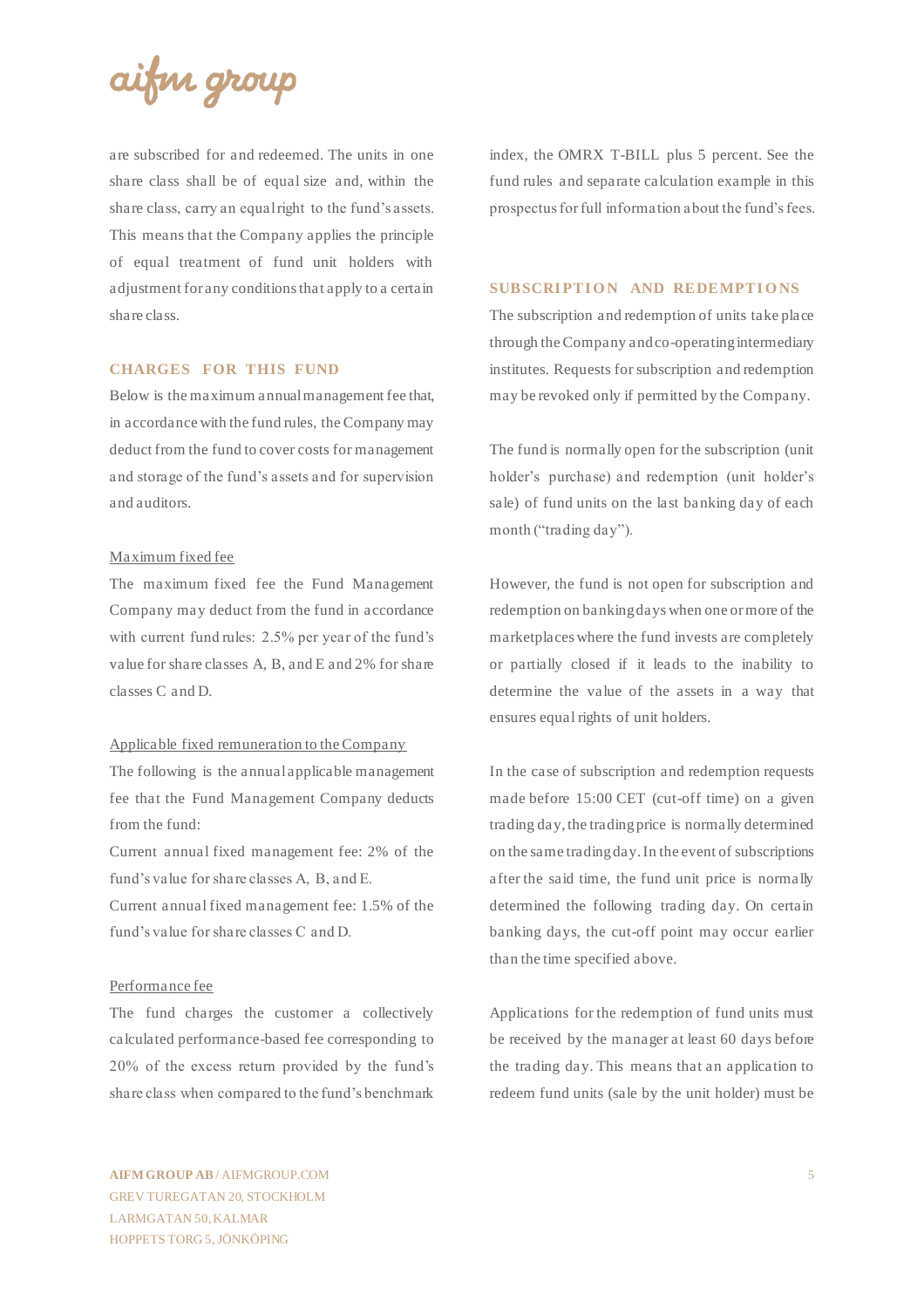are subscribed for and redeemed. The units in one share class shall be of equal size and, within the share class, carry an equal right to the fund's assets. This means that the Company applies the principle of equal treatment of fund unit holders with adjustment for any conditions that apply to a certain share class.

## CHARGES FOR THIS FUND

Below is the maximum annual management fee that, in accordance with the fund rules, the Company may deduct from the fund to cover costs for management and storage of the fund's assets and for supervision and auditors.

Maximum fixed fee

The maximum fixed fee the Fund Management Company may deduct from the fund in accordance with current fund rules: 2.5% per year of the fund's value for share classes A, B, and E and 2% for share classes C and D.

Applicable fixed remuneration to the Company

The following is the annual applicable management fee that the Fund Management Company deducts from the fund:

Current annual fixed management fee: 2% of the fund's value for share classes A, B, and E.

Current annual fixed management fee: 1.5% of the fund's value for share classes C and D.

Performance fee

The fund charges the customer a collectively calculated performance-based fee corresponding to 20% of the excess return provided by the fund's share class when compared to the fund's benchmark index, the OMRX T-BILL plus 5 percent. See the fund rules and separate calculation example in this prospectus for full information about the fund's fees.

## SUBSCRIPTION AND REDEMPTIONS

The subscription and redemption of units take place through the Company and co-operating intermediary institutes. Requests for subscription and redemption may be revoked only if permitted by the Company.

The fund is normally open for the subscription (unit holder's purchase) and redemption (unit holder's sale) of fund units on the last banking day of each month ("trading day").

However, the fund is not open for subscription and redemption on banking days when one or more of the marketplaces where the fund invests are completely or partially closed if it leads to the inability to determine the value of the assets in a way that ensures equal rights of unit holders.

In the case of subscription and redemption requests made before 15:00 CET (cut-off time) on a given trading day, the trading price is normally determined on the same trading day. In the event of subscriptions after the said time, the fund unit price is normally determined the following trading day. On certain banking days, the cut-off point may occur earlier than the time specified above.

Applications for the redemption of fund units must be received by the manager at least 60 days before the trading day. This means that an application to redeem fund units (sale by the unit holder) must be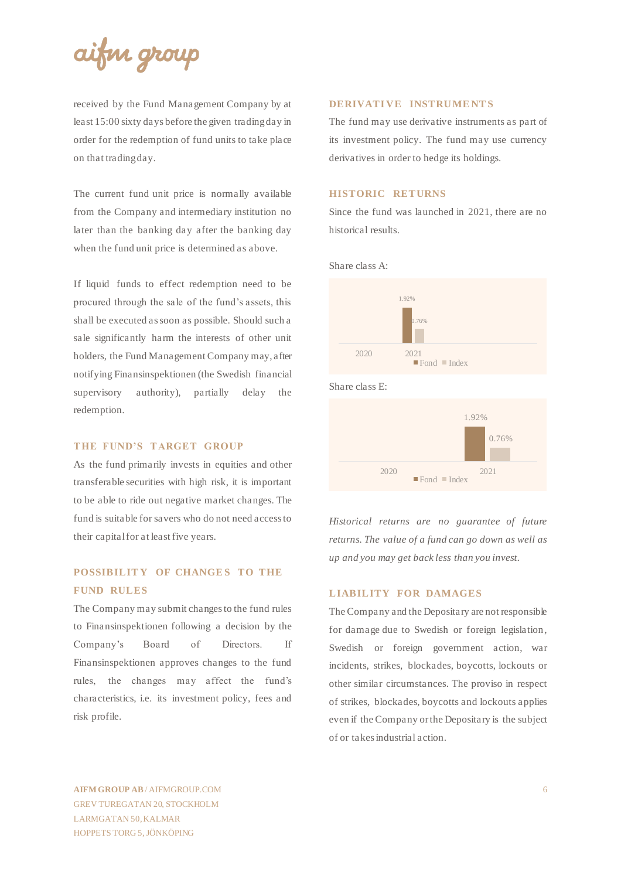received by the Fund Management Company by at least 15:00 sixty days before the given trading day in order for the redemption of fund units to take place on that trading day.

The current fund unit price is normally available from the Company and intermediary institution no later than the banking day after the banking day when the fund unit price is determined as above.

If liquid funds to effect redemption need to be procured through the sale of the fund's assets, this shall be executed as soon as possible. Should such a sale significantly harm the interests of other unit holders, the Fund Management Company may, after notifying Finansinspektionen (the Swedish financial supervisory authority), partially delay the redemption.

## THE FUND'S TARGET GROUP

As the fund primarily invests in equities and other transferable securities with high risk, it is important to be able to ride out negative market changes. The fund is suitable for savers who do not need access to their capital for at least five years.

## POSSIBILITY OF CHANGES TO THE FUND RULES

The Company may submit changes to the fund rules to Finansinspektionen following a decision by the Company's Board of Directors. If Finansinspektionen approves changes to the fund rules, the changes may affect the fund's characteristics, i.e. its investment policy, fees and risk profile.

## DERIVATIVE INSTRUMENTS

The fund may use derivative instruments as part of its investment policy. The fund may use currency derivatives in order to hedge its holdings.

## HISTORIC RETURNS

Since the fund was launched in 2021, there are no historical results.

Share class A:

| | Fond | Index |
|---|---|---|
| 2020 | | |
| 2021 | 1.92% | 0.76% |

Share class E:

| | Fond | Index |
|---|---|---|
| 2020 | | |
| 2021 | 1.92% | 0.76% |

*Historical returns are no guarantee of future returns. The value of a fund can go down as well as up and you may get back less than you invest.*

## LIABILITY FOR DAMAGES

The Company and the Depositary are not responsible for damage due to Swedish or foreign legislation, Swedish or foreign government action, war incidents, strikes, blockades, boycotts, lockouts or other similar circumstances. The proviso in respect of strikes, blockades, boycotts and lockouts applies even if the Company or the Depositary is the subject of or takes industrial action.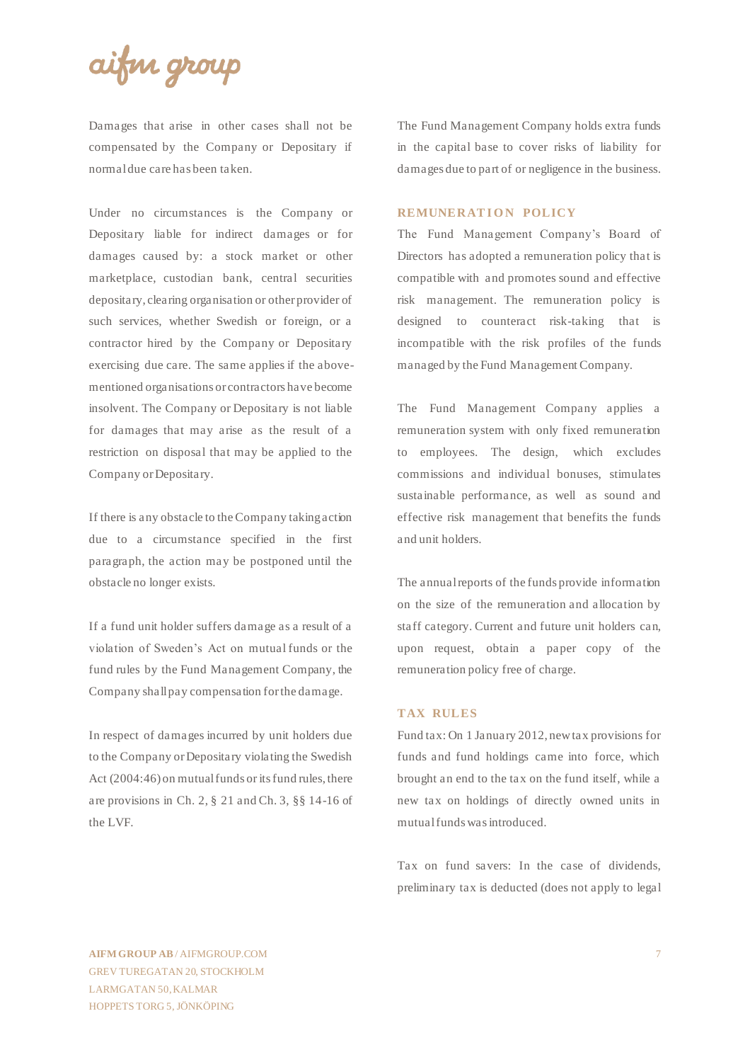Damages that arise in other cases shall not be compensated by the Company or Depositary if normal due care has been taken.

Under no circumstances is the Company or Depositary liable for indirect damages or for damages caused by: a stock market or other marketplace, custodian bank, central securities depositary, clearing organisation or other provider of such services, whether Swedish or foreign, or a contractor hired by the Company or Depositary exercising due care. The same applies if the above-mentioned organisations or contractors have become insolvent. The Company or Depositary is not liable for damages that may arise as the result of a restriction on disposal that may be applied to the Company or Depositary.

If there is any obstacle to the Company taking action due to a circumstance specified in the first paragraph, the action may be postponed until the obstacle no longer exists.

If a fund unit holder suffers damage as a result of a violation of Sweden's Act on mutual funds or the fund rules by the Fund Management Company, the Company shall pay compensation for the damage.

In respect of damages incurred by unit holders due to the Company or Depositary violating the Swedish Act (2004:46) on mutual funds or its fund rules, there are provisions in Ch. 2, § 21 and Ch. 3, §§ 14-16 of the LVF.

The Fund Management Company holds extra funds in the capital base to cover risks of liability for damages due to part of or negligence in the business.

## REMUNERATION POLICY

The Fund Management Company's Board of Directors has adopted a remuneration policy that is compatible with and promotes sound and effective risk management. The remuneration policy is designed to counteract risk-taking that is incompatible with the risk profiles of the funds managed by the Fund Management Company.

The Fund Management Company applies a remuneration system with only fixed remuneration to employees. The design, which excludes commissions and individual bonuses, stimulates sustainable performance, as well as sound and effective risk management that benefits the funds and unit holders.

The annual reports of the funds provide information on the size of the remuneration and allocation by staff category. Current and future unit holders can, upon request, obtain a paper copy of the remuneration policy free of charge.

## TAX RULES

Fund tax: On 1 January 2012, new tax provisions for funds and fund holdings came into force, which brought an end to the tax on the fund itself, while a new tax on holdings of directly owned units in mutual funds was introduced.

Tax on fund savers: In the case of dividends, preliminary tax is deducted (does not apply to legal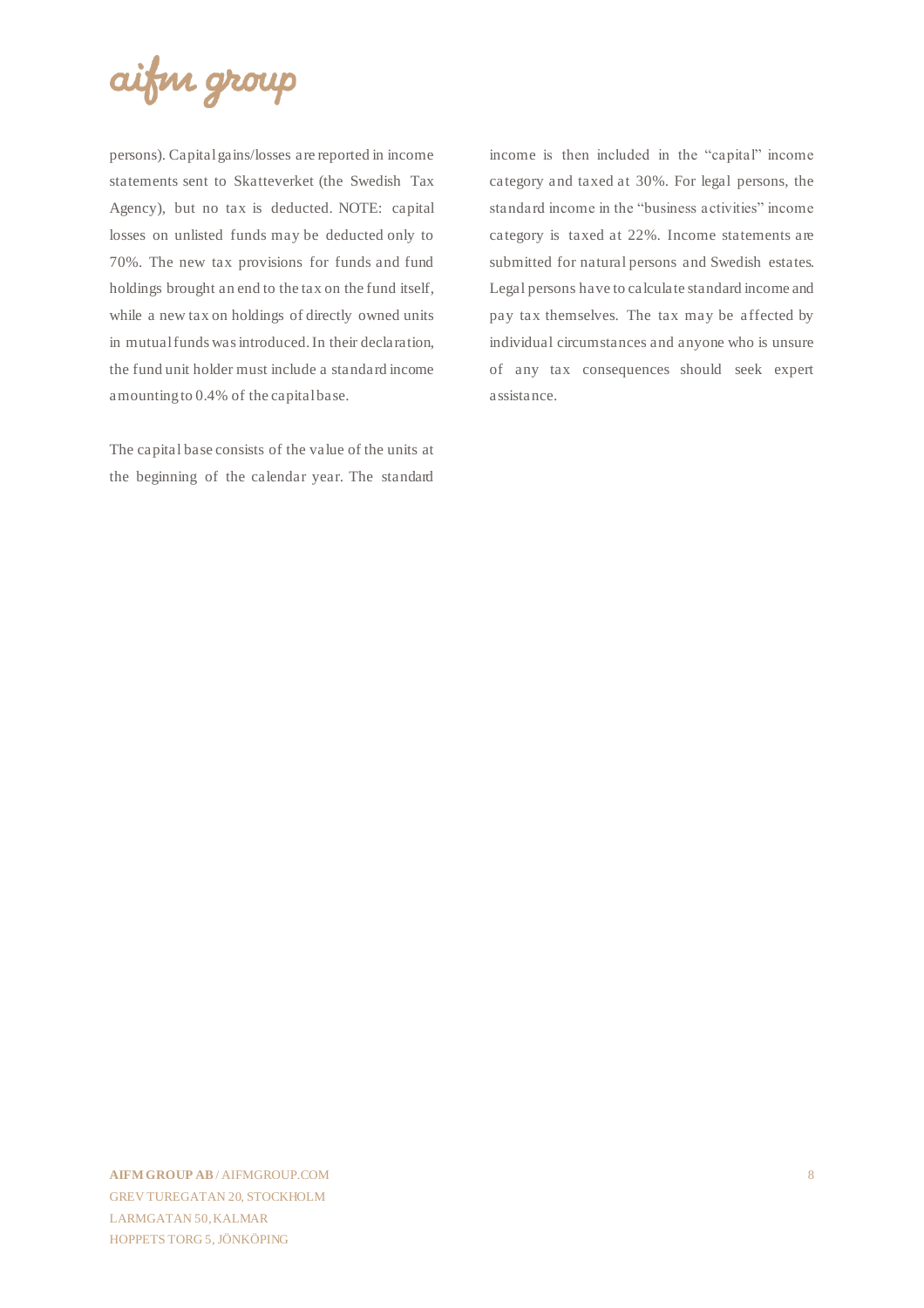persons). Capital gains/losses are reported in income statements sent to Skatteverket (the Swedish Tax Agency), but no tax is deducted. NOTE: capital losses on unlisted funds may be deducted only to 70%. The new tax provisions for funds and fund holdings brought an end to the tax on the fund itself, while a new tax on holdings of directly owned units in mutual funds was introduced. In their declaration, the fund unit holder must include a standard income amounting to 0.4% of the capital base.

The capital base consists of the value of the units at the beginning of the calendar year. The standard income is then included in the "capital" income category and taxed at 30%. For legal persons, the standard income in the "business activities" income category is taxed at 22%. Income statements are submitted for natural persons and Swedish estates. Legal persons have to calculate standard income and pay tax themselves. The tax may be affected by individual circumstances and anyone who is unsure of any tax consequences should seek expert assistance.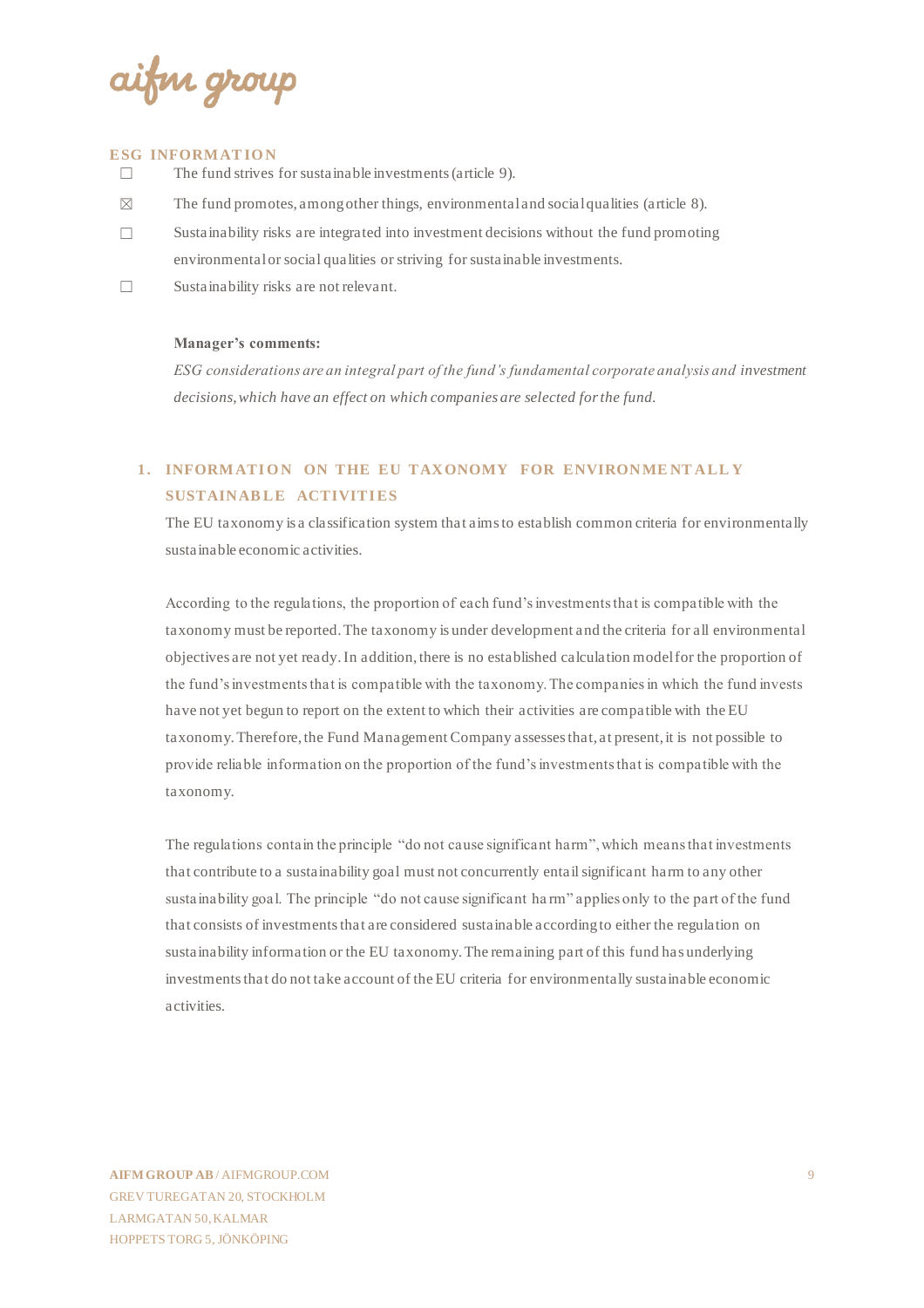## ESG INFORMATION

- ☐ The fund strives for sustainable investments (article 9).
- ☒ The fund promotes, among other things, environmental and social qualities (article 8).
- ☐ Sustainability risks are integrated into investment decisions without the fund promoting environmental or social qualities or striving for sustainable investments.
- ☐ Sustainability risks are not relevant.

**Manager's comments:**

*ESG considerations are an integral part of the fund's fundamental corporate analysis and investment decisions, which have an effect on which companies are selected for the fund.*

### 1. INFORMATION ON THE EU TAXONOMY FOR ENVIRONMENTALLY SUSTAINABLE ACTIVITIES

The EU taxonomy is a classification system that aims to establish common criteria for environmentally sustainable economic activities.

According to the regulations, the proportion of each fund's investments that is compatible with the taxonomy must be reported. The taxonomy is under development and the criteria for all environmental objectives are not yet ready. In addition, there is no established calculation model for the proportion of the fund's investments that is compatible with the taxonomy. The companies in which the fund invests have not yet begun to report on the extent to which their activities are compatible with the EU taxonomy. Therefore, the Fund Management Company assesses that, at present, it is not possible to provide reliable information on the proportion of the fund's investments that is compatible with the taxonomy.

The regulations contain the principle "do not cause significant harm", which means that investments that contribute to a sustainability goal must not concurrently entail significant harm to any other sustainability goal. The principle "do not cause significant harm" applies only to the part of the fund that consists of investments that are considered sustainable according to either the regulation on sustainability information or the EU taxonomy. The remaining part of this fund has underlying investments that do not take account of the EU criteria for environmentally sustainable economic activities.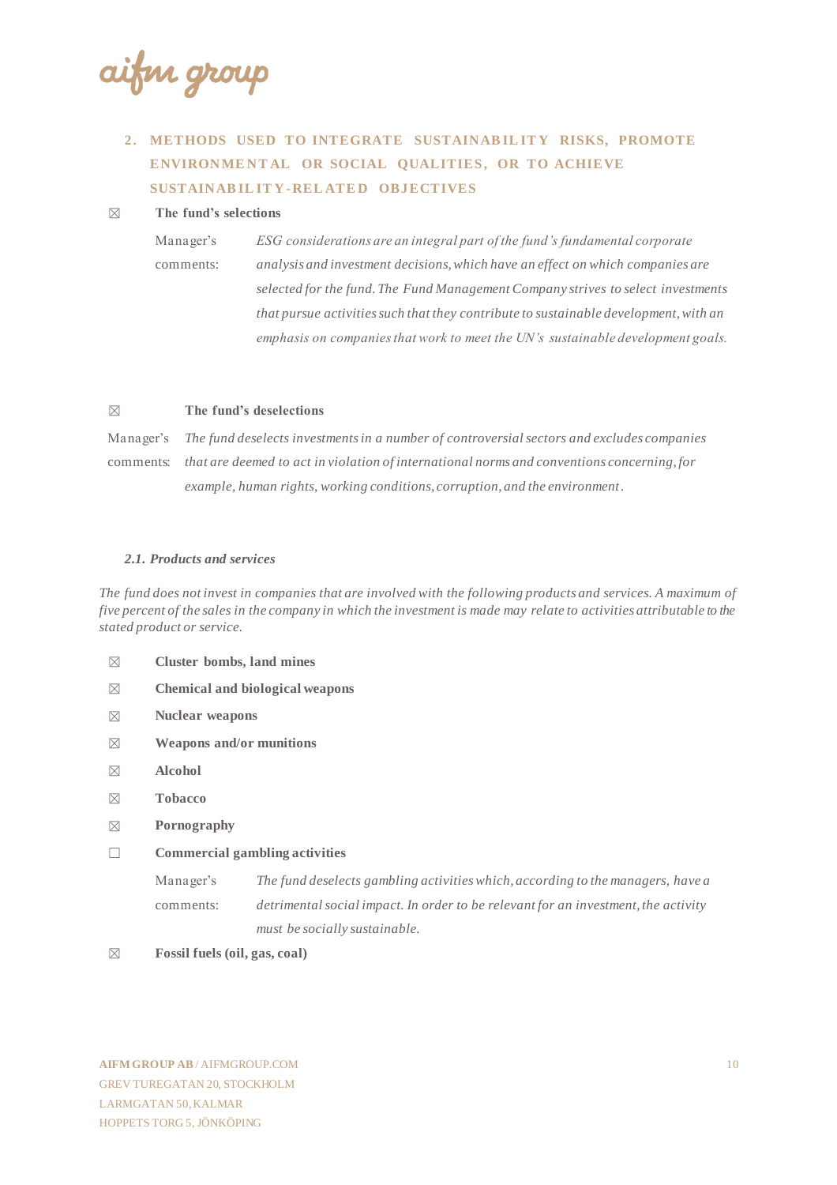## 2. METHODS USED TO INTEGRATE SUSTAINABILITY RISKS, PROMOTE ENVIRONMENTAL OR SOCIAL QUALITIES, OR TO ACHIEVE SUSTAINABILITY-RELATED OBJECTIVES

☒ **The fund's selections**

Manager's comments: *ESG considerations are an integral part of the fund's fundamental corporate analysis and investment decisions, which have an effect on which companies are selected for the fund. The Fund Management Company strives to select investments that pursue activities such that they contribute to sustainable development, with an emphasis on companies that work to meet the UN's sustainable development goals.*

☒ **The fund's deselections**

Manager's comments: *The fund deselects investments in a number of controversial sectors and excludes companies that are deemed to act in violation of international norms and conventions concerning, for example, human rights, working conditions, corruption, and the environment.*

### *2.1. Products and services*

*The fund does not invest in companies that are involved with the following products and services. A maximum of five percent of the sales in the company in which the investment is made may relate to activities attributable to the stated product or service.*

☒ **Cluster bombs, land mines**

☒ **Chemical and biological weapons**

☒ **Nuclear weapons**

☒ **Weapons and/or munitions**

☒ **Alcohol**

☒ **Tobacco**

☒ **Pornography**

☐ **Commercial gambling activities**

Manager's comments: *The fund deselects gambling activities which, according to the managers, have a detrimental social impact. In order to be relevant for an investment, the activity must be socially sustainable.*

☒ **Fossil fuels (oil, gas, coal)**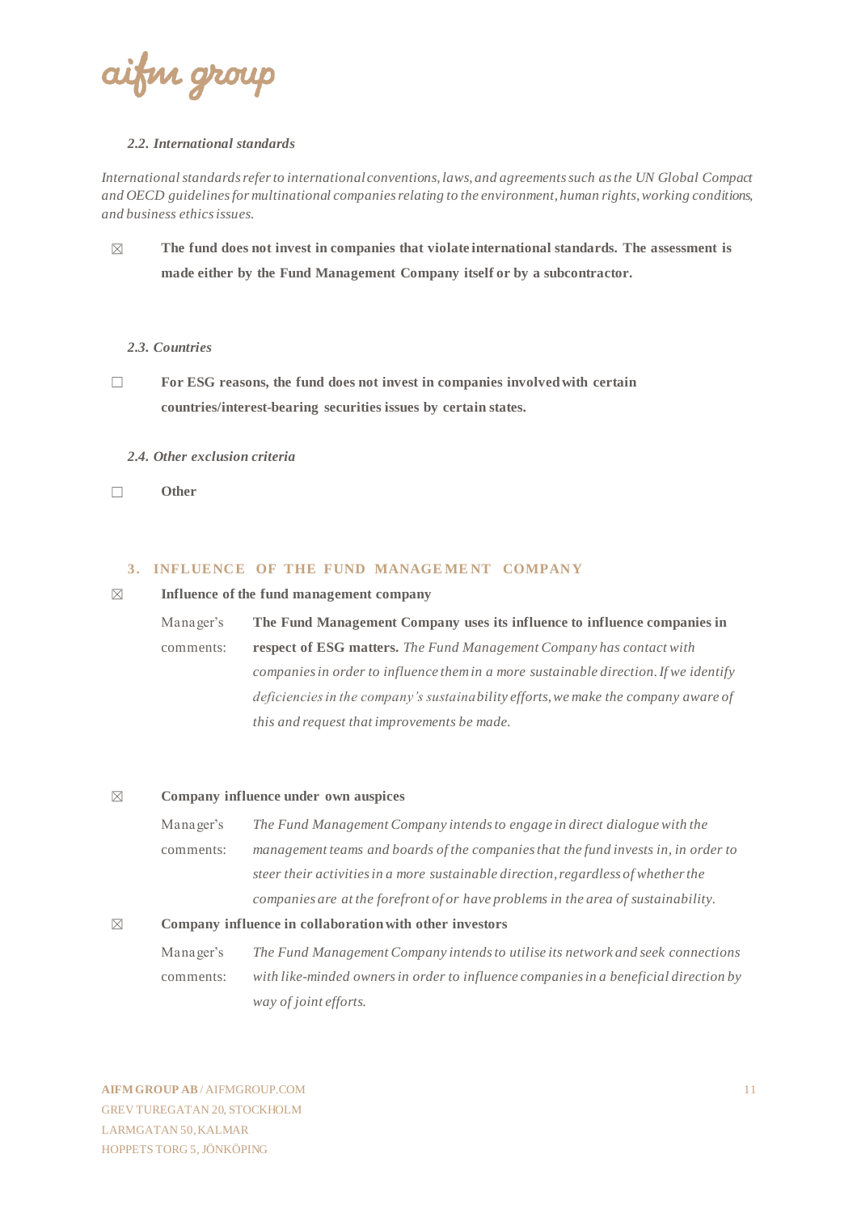### *2.2. International standards*

*International standards refer to international conventions, laws, and agreements such as the UN Global Compact and OECD guidelines for multinational companies relating to the environment, human rights, working conditions, and business ethics issues.*

☒ **The fund does not invest in companies that violate international standards. The assessment is made either by the Fund Management Company itself or by a subcontractor.**

### *2.3. Countries*

☐ **For ESG reasons, the fund does not invest in companies involved with certain countries/interest-bearing securities issues by certain states.**

### *2.4. Other exclusion criteria*

☐ **Other**

## 3. INFLUENCE OF THE FUND MANAGEMENT COMPANY

☒ **Influence of the fund management company**

Manager's comments: **The Fund Management Company uses its influence to influence companies in respect of ESG matters.** *The Fund Management Company has contact with companies in order to influence them in a more sustainable direction. If we identify deficiencies in the company's sustainability efforts, we make the company aware of this and request that improvements be made.*

☒ **Company influence under own auspices**

Manager's comments: *The Fund Management Company intends to engage in direct dialogue with the management teams and boards of the companies that the fund invests in, in order to steer their activities in a more sustainable direction, regardless of whether the companies are at the forefront of or have problems in the area of sustainability.*

☒ **Company influence in collaboration with other investors**

Manager's comments: *The Fund Management Company intends to utilise its network and seek connections with like-minded owners in order to influence companies in a beneficial direction by way of joint efforts.*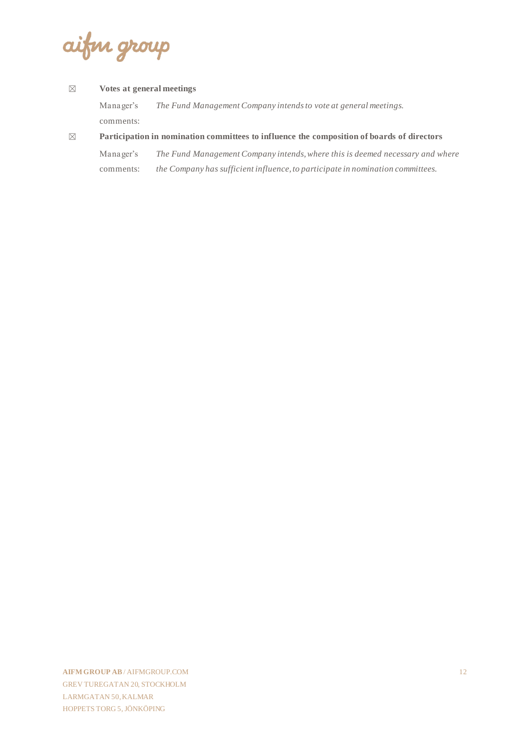☒ **Votes at general meetings**

Manager's comments: *The Fund Management Company intends to vote at general meetings.*

☒ **Participation in nomination committees to influence the composition of boards of directors**

Manager's comments: *The Fund Management Company intends, where this is deemed necessary and where the Company has sufficient influence, to participate in nomination committees.*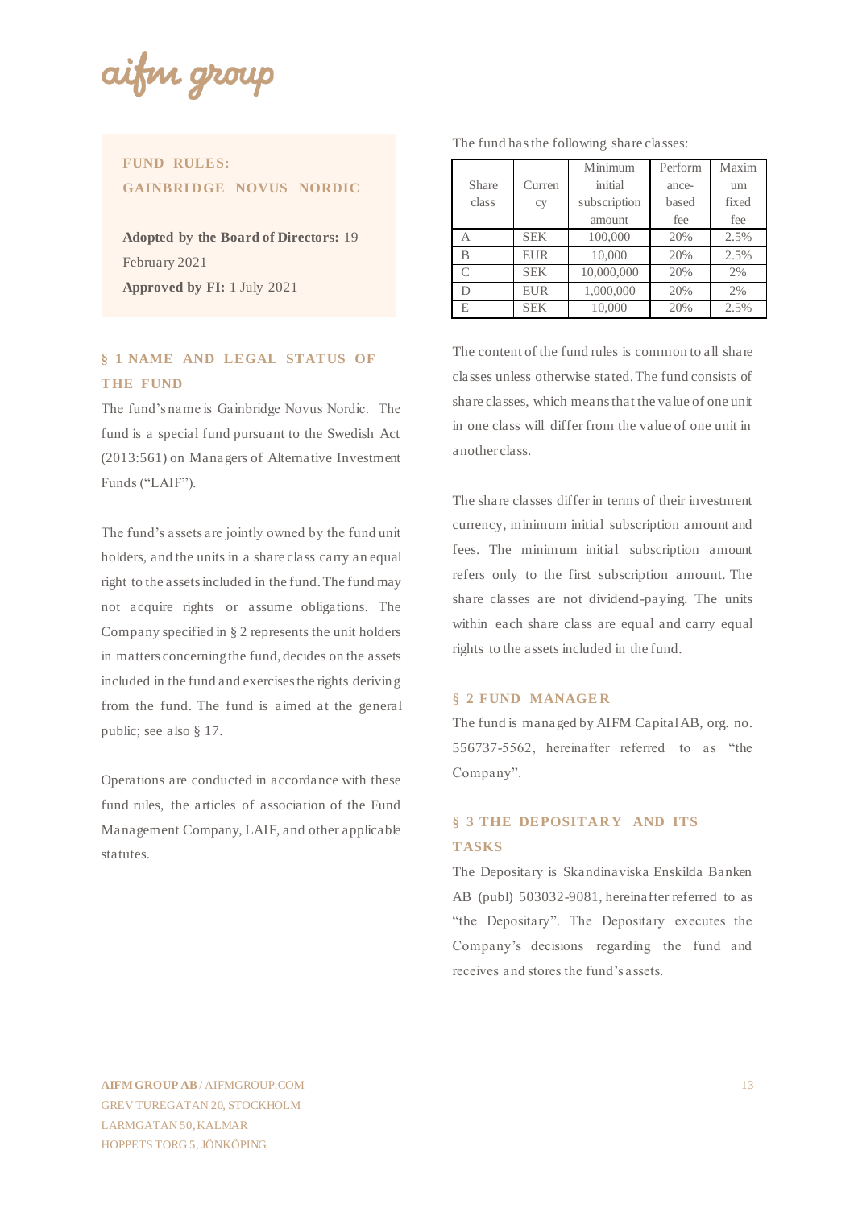**FUND RULES: GAINBRIDGE NOVUS NORDIC**

**Adopted by the Board of Directors:** 19 February 2021
**Approved by FI:** 1 July 2021

## § 1 NAME AND LEGAL STATUS OF THE FUND

The fund's name is Gainbridge Novus Nordic. The fund is a special fund pursuant to the Swedish Act (2013:561) on Managers of Alternative Investment Funds ("LAIF").

The fund's assets are jointly owned by the fund unit holders, and the units in a share class carry an equal right to the assets included in the fund. The fund may not acquire rights or assume obligations. The Company specified in § 2 represents the unit holders in matters concerning the fund, decides on the assets included in the fund and exercises the rights deriving from the fund. The fund is aimed at the general public; see also § 17.

Operations are conducted in accordance with these fund rules, the articles of association of the Fund Management Company, LAIF, and other applicable statutes.

The fund has the following share classes:

| Share class | Currency | Minimum initial subscription amount | Performance-based fee | Maximum fixed fee |
|---|---|---|---|---|
| A | SEK | 100,000 | 20% | 2.5% |
| B | EUR | 10,000 | 20% | 2.5% |
| C | SEK | 10,000,000 | 20% | 2% |
| D | EUR | 1,000,000 | 20% | 2% |
| E | SEK | 10,000 | 20% | 2.5% |

The content of the fund rules is common to all share classes unless otherwise stated. The fund consists of share classes, which means that the value of one unit in one class will differ from the value of one unit in another class.

The share classes differ in terms of their investment currency, minimum initial subscription amount and fees. The minimum initial subscription amount refers only to the first subscription amount. The share classes are not dividend-paying. The units within each share class are equal and carry equal rights to the assets included in the fund.

## § 2 FUND MANAGER

The fund is managed by AIFM Capital AB, org. no. 556737-5562, hereinafter referred to as "the Company".

## § 3 THE DEPOSITARY AND ITS TASKS

The Depositary is Skandinaviska Enskilda Banken AB (publ) 503032-9081, hereinafter referred to as "the Depositary". The Depositary executes the Company's decisions regarding the fund and receives and stores the fund's assets.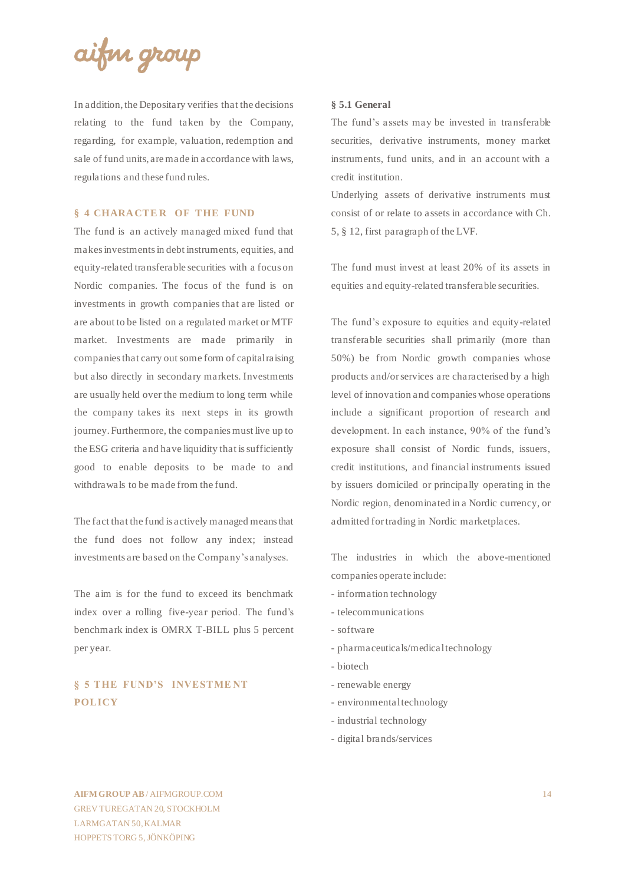In addition, the Depositary verifies that the decisions relating to the fund taken by the Company, regarding, for example, valuation, redemption and sale of fund units, are made in accordance with laws, regulations and these fund rules.

## § 4 CHARACTER OF THE FUND

The fund is an actively managed mixed fund that makes investments in debt instruments, equities, and equity-related transferable securities with a focus on Nordic companies. The focus of the fund is on investments in growth companies that are listed or are about to be listed on a regulated market or MTF market. Investments are made primarily in companies that carry out some form of capital raising but also directly in secondary markets. Investments are usually held over the medium to long term while the company takes its next steps in its growth journey. Furthermore, the companies must live up to the ESG criteria and have liquidity that is sufficiently good to enable deposits to be made to and withdrawals to be made from the fund.

The fact that the fund is actively managed means that the fund does not follow any index; instead investments are based on the Company's analyses.

The aim is for the fund to exceed its benchmark index over a rolling five-year period. The fund's benchmark index is OMRX T-BILL plus 5 percent per year.

## § 5 THE FUND'S INVESTMENT POLICY

### § 5.1 General

The fund's assets may be invested in transferable securities, derivative instruments, money market instruments, fund units, and in an account with a credit institution.
Underlying assets of derivative instruments must consist of or relate to assets in accordance with Ch. 5, § 12, first paragraph of the LVF.

The fund must invest at least 20% of its assets in equities and equity-related transferable securities.

The fund's exposure to equities and equity-related transferable securities shall primarily (more than 50%) be from Nordic growth companies whose products and/or services are characterised by a high level of innovation and companies whose operations include a significant proportion of research and development. In each instance, 90% of the fund's exposure shall consist of Nordic funds, issuers, credit institutions, and financial instruments issued by issuers domiciled or principally operating in the Nordic region, denominated in a Nordic currency, or admitted for trading in Nordic marketplaces.

The industries in which the above-mentioned companies operate include:
- information technology
- telecommunications
- software
- pharmaceuticals/medical technology
- biotech
- renewable energy
- environmental technology
- industrial technology
- digital brands/services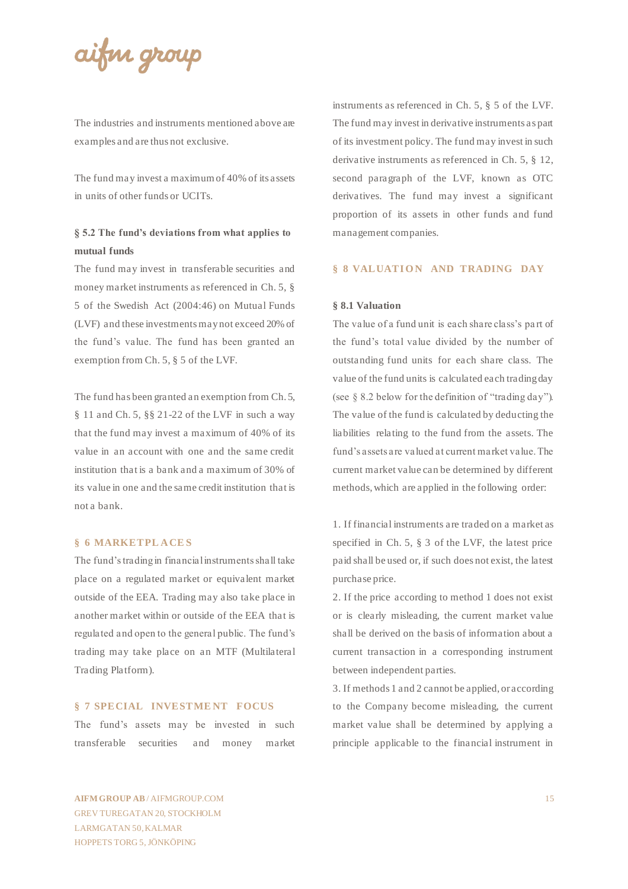The industries and instruments mentioned above are examples and are thus not exclusive.

The fund may invest a maximum of 40% of its assets in units of other funds or UCITs.

### § 5.2 The fund's deviations from what applies to mutual funds

The fund may invest in transferable securities and money market instruments as referenced in Ch. 5, § 5 of the Swedish Act (2004:46) on Mutual Funds (LVF) and these investments may not exceed 20% of the fund's value. The fund has been granted an exemption from Ch. 5, § 5 of the LVF.

The fund has been granted an exemption from Ch. 5, § 11 and Ch. 5, §§ 21-22 of the LVF in such a way that the fund may invest a maximum of 40% of its value in an account with one and the same credit institution that is a bank and a maximum of 30% of its value in one and the same credit institution that is not a bank.

## § 6 MARKETPLACES

The fund's trading in financial instruments shall take place on a regulated market or equivalent market outside of the EEA. Trading may also take place in another market within or outside of the EEA that is regulated and open to the general public. The fund's trading may take place on an MTF (Multilateral Trading Platform).

## § 7 SPECIAL INVESTMENT FOCUS

The fund's assets may be invested in such transferable securities and money market instruments as referenced in Ch. 5, § 5 of the LVF. The fund may invest in derivative instruments as part of its investment policy. The fund may invest in such derivative instruments as referenced in Ch. 5, § 12, second paragraph of the LVF, known as OTC derivatives. The fund may invest a significant proportion of its assets in other funds and fund management companies.

## § 8 VALUATION AND TRADING DAY

### § 8.1 Valuation

The value of a fund unit is each share class's part of the fund's total value divided by the number of outstanding fund units for each share class. The value of the fund units is calculated each trading day (see § 8.2 below for the definition of "trading day"). The value of the fund is calculated by deducting the liabilities relating to the fund from the assets. The fund's assets are valued at current market value. The current market value can be determined by different methods, which are applied in the following order:

1. If financial instruments are traded on a market as specified in Ch. 5, § 3 of the LVF, the latest price paid shall be used or, if such does not exist, the latest purchase price.
2. If the price according to method 1 does not exist or is clearly misleading, the current market value shall be derived on the basis of information about a current transaction in a corresponding instrument between independent parties.
3. If methods 1 and 2 cannot be applied, or according to the Company become misleading, the current market value shall be determined by applying a principle applicable to the financial instrument in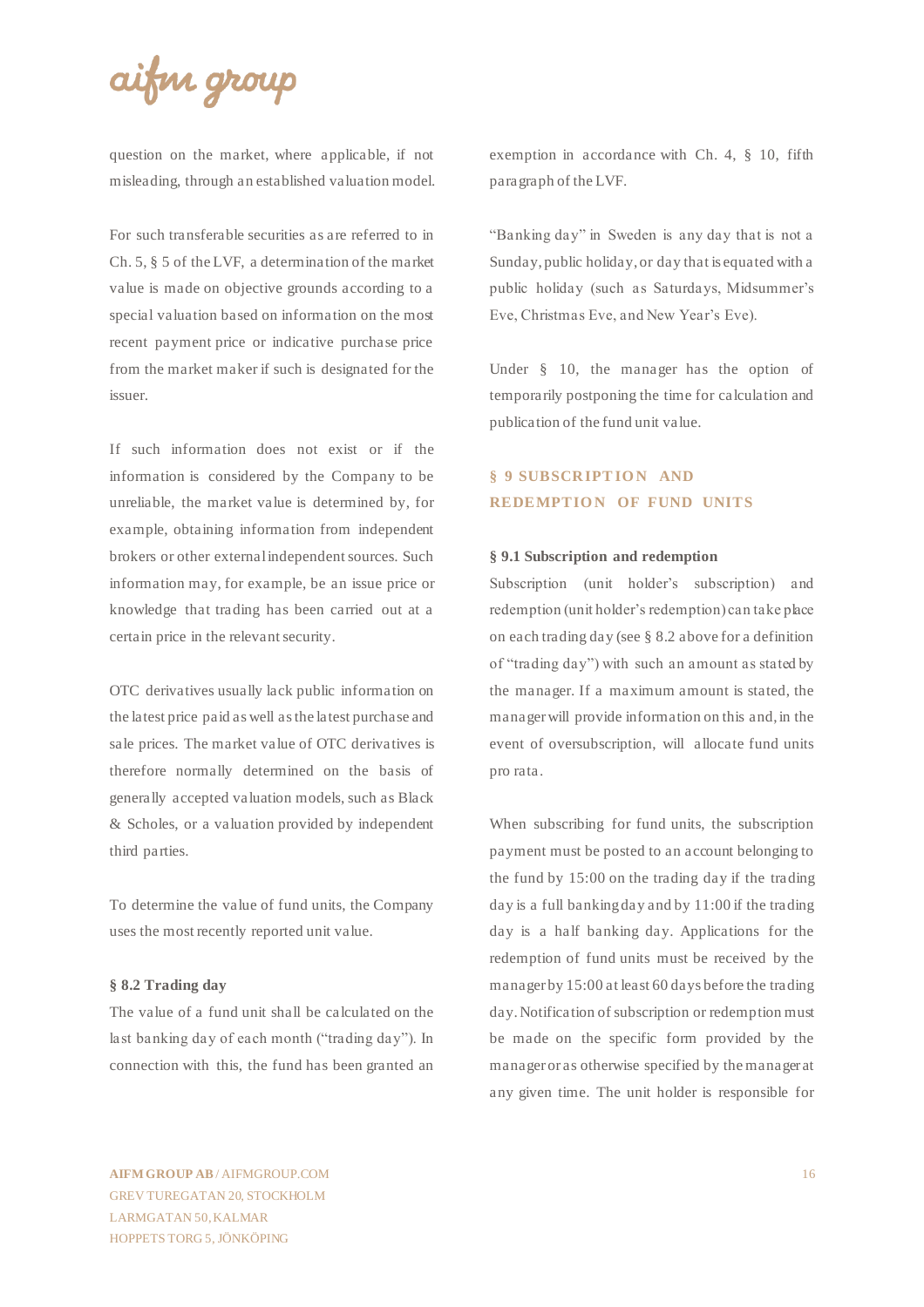question on the market, where applicable, if not misleading, through an established valuation model.

For such transferable securities as are referred to in Ch. 5, § 5 of the LVF, a determination of the market value is made on objective grounds according to a special valuation based on information on the most recent payment price or indicative purchase price from the market maker if such is designated for the issuer.

If such information does not exist or if the information is considered by the Company to be unreliable, the market value is determined by, for example, obtaining information from independent brokers or other external independent sources. Such information may, for example, be an issue price or knowledge that trading has been carried out at a certain price in the relevant security.

OTC derivatives usually lack public information on the latest price paid as well as the latest purchase and sale prices. The market value of OTC derivatives is therefore normally determined on the basis of generally accepted valuation models, such as Black & Scholes, or a valuation provided by independent third parties.

To determine the value of fund units, the Company uses the most recently reported unit value.

### § 8.2 Trading day

The value of a fund unit shall be calculated on the last banking day of each month ("trading day"). In connection with this, the fund has been granted an exemption in accordance with Ch. 4, § 10, fifth paragraph of the LVF.

"Banking day" in Sweden is any day that is not a Sunday, public holiday, or day that is equated with a public holiday (such as Saturdays, Midsummer's Eve, Christmas Eve, and New Year's Eve).

Under § 10, the manager has the option of temporarily postponing the time for calculation and publication of the fund unit value.

## § 9 SUBSCRIPTION AND REDEMPTION OF FUND UNITS

### § 9.1 Subscription and redemption

Subscription (unit holder's subscription) and redemption (unit holder's redemption) can take place on each trading day (see § 8.2 above for a definition of "trading day") with such an amount as stated by the manager. If a maximum amount is stated, the manager will provide information on this and, in the event of oversubscription, will allocate fund units pro rata.

When subscribing for fund units, the subscription payment must be posted to an account belonging to the fund by 15:00 on the trading day if the trading day is a full banking day and by 11:00 if the trading day is a half banking day. Applications for the redemption of fund units must be received by the manager by 15:00 at least 60 days before the trading day. Notification of subscription or redemption must be made on the specific form provided by the manager or as otherwise specified by the manager at any given time. The unit holder is responsible for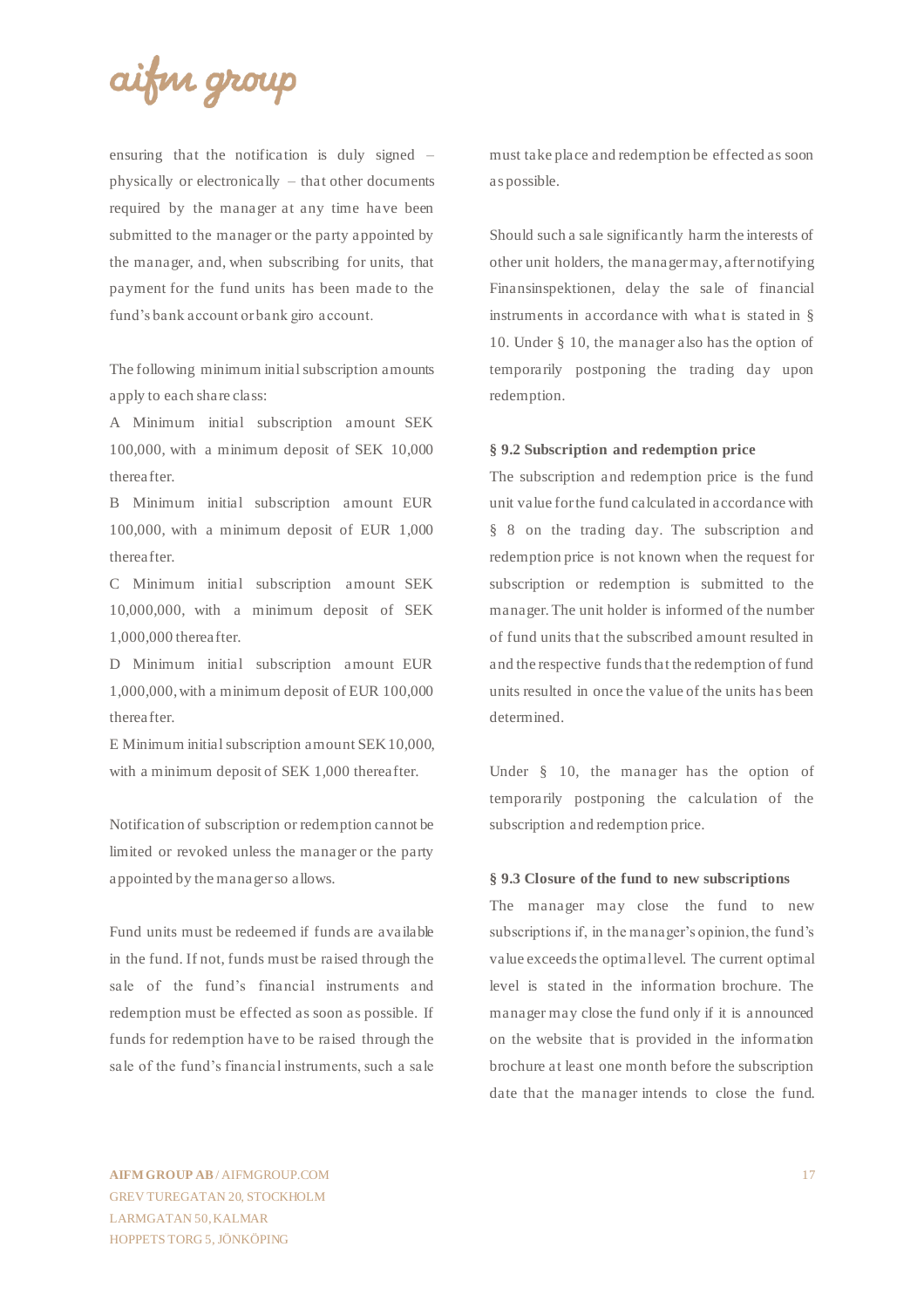ensuring that the notification is duly signed – physically or electronically – that other documents required by the manager at any time have been submitted to the manager or the party appointed by the manager, and, when subscribing for units, that payment for the fund units has been made to the fund's bank account or bank giro account.

The following minimum initial subscription amounts apply to each share class:

A Minimum initial subscription amount SEK 100,000, with a minimum deposit of SEK 10,000 thereafter.

B Minimum initial subscription amount EUR 100,000, with a minimum deposit of EUR 1,000 thereafter.

C Minimum initial subscription amount SEK 10,000,000, with a minimum deposit of SEK 1,000,000 thereafter.

D Minimum initial subscription amount EUR 1,000,000, with a minimum deposit of EUR 100,000 thereafter.

E Minimum initial subscription amount SEK 10,000, with a minimum deposit of SEK 1,000 thereafter.

Notification of subscription or redemption cannot be limited or revoked unless the manager or the party appointed by the manager so allows.

Fund units must be redeemed if funds are available in the fund. If not, funds must be raised through the sale of the fund's financial instruments and redemption must be effected as soon as possible. If funds for redemption have to be raised through the sale of the fund's financial instruments, such a sale must take place and redemption be effected as soon as possible.

Should such a sale significantly harm the interests of other unit holders, the manager may, after notifying Finansinspektionen, delay the sale of financial instruments in accordance with what is stated in § 10. Under § 10, the manager also has the option of temporarily postponing the trading day upon redemption.

**§ 9.2 Subscription and redemption price**

The subscription and redemption price is the fund unit value for the fund calculated in accordance with § 8 on the trading day. The subscription and redemption price is not known when the request for subscription or redemption is submitted to the manager. The unit holder is informed of the number of fund units that the subscribed amount resulted in and the respective funds that the redemption of fund units resulted in once the value of the units has been determined.

Under § 10, the manager has the option of temporarily postponing the calculation of the subscription and redemption price.

**§ 9.3 Closure of the fund to new subscriptions**

The manager may close the fund to new subscriptions if, in the manager's opinion, the fund's value exceeds the optimal level. The current optimal level is stated in the information brochure. The manager may close the fund only if it is announced on the website that is provided in the information brochure at least one month before the subscription date that the manager intends to close the fund.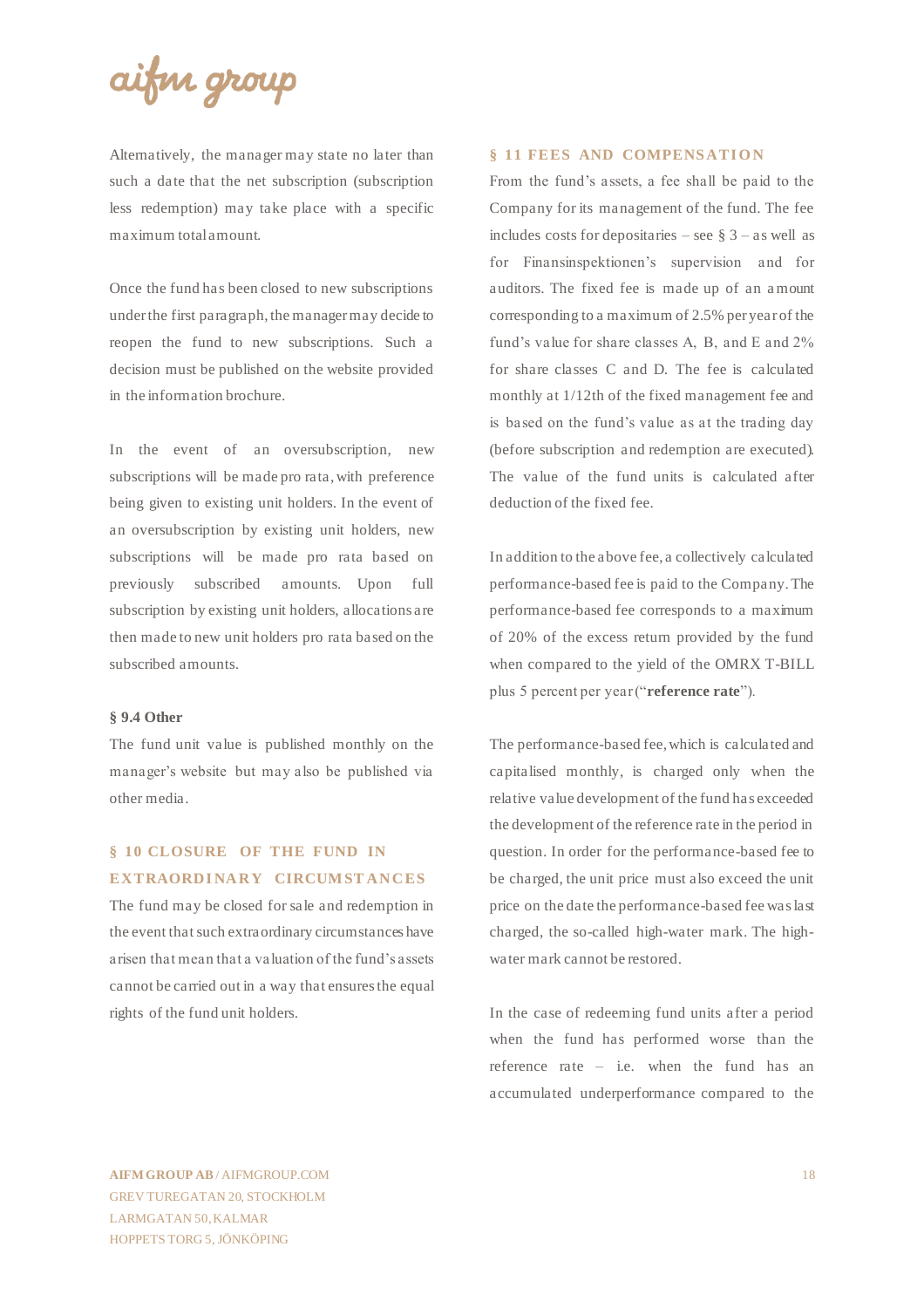Alternatively, the manager may state no later than such a date that the net subscription (subscription less redemption) may take place with a specific maximum total amount.

Once the fund has been closed to new subscriptions under the first paragraph, the manager may decide to reopen the fund to new subscriptions. Such a decision must be published on the website provided in the information brochure.

In the event of an oversubscription, new subscriptions will be made pro rata, with preference being given to existing unit holders. In the event of an oversubscription by existing unit holders, new subscriptions will be made pro rata based on previously subscribed amounts. Upon full subscription by existing unit holders, allocations are then made to new unit holders pro rata based on the subscribed amounts.

### § 9.4 Other

The fund unit value is published monthly on the manager's website but may also be published via other media.

## § 10 CLOSURE OF THE FUND IN EXTRAORDINARY CIRCUMSTANCES

The fund may be closed for sale and redemption in the event that such extraordinary circumstances have arisen that mean that a valuation of the fund's assets cannot be carried out in a way that ensures the equal rights of the fund unit holders.

## § 11 FEES AND COMPENSATION

From the fund's assets, a fee shall be paid to the Company for its management of the fund. The fee includes costs for depositaries – see § 3 – as well as for Finansinspektionen's supervision and for auditors. The fixed fee is made up of an amount corresponding to a maximum of 2.5% per year of the fund's value for share classes A, B, and E and 2% for share classes C and D. The fee is calculated monthly at 1/12th of the fixed management fee and is based on the fund's value as at the trading day (before subscription and redemption are executed). The value of the fund units is calculated after deduction of the fixed fee.

In addition to the above fee, a collectively calculated performance-based fee is paid to the Company. The performance-based fee corresponds to a maximum of 20% of the excess return provided by the fund when compared to the yield of the OMRX T-BILL plus 5 percent per year ("**reference rate**").

The performance-based fee, which is calculated and capitalised monthly, is charged only when the relative value development of the fund has exceeded the development of the reference rate in the period in question. In order for the performance-based fee to be charged, the unit price must also exceed the unit price on the date the performance-based fee was last charged, the so-called high-water mark. The high-water mark cannot be restored.

In the case of redeeming fund units after a period when the fund has performed worse than the reference rate – i.e. when the fund has an accumulated underperformance compared to the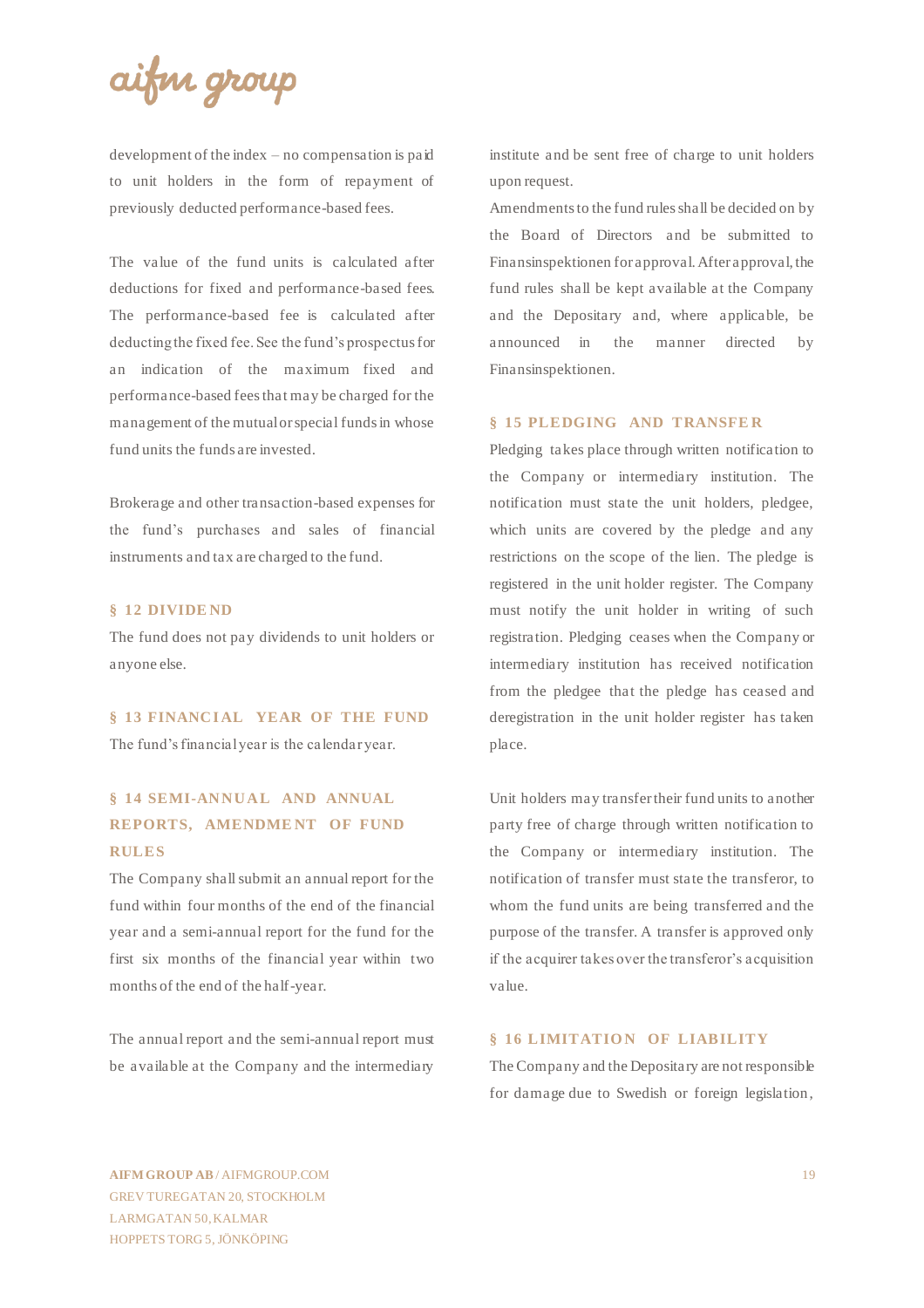development of the index – no compensation is paid to unit holders in the form of repayment of previously deducted performance-based fees.

The value of the fund units is calculated after deductions for fixed and performance-based fees. The performance-based fee is calculated after deducting the fixed fee. See the fund's prospectus for an indication of the maximum fixed and performance-based fees that may be charged for the management of the mutual or special funds in whose fund units the funds are invested.

Brokerage and other transaction-based expenses for the fund's purchases and sales of financial instruments and tax are charged to the fund.

## § 12 DIVIDEND

The fund does not pay dividends to unit holders or anyone else.

## § 13 FINANCIAL YEAR OF THE FUND

The fund's financial year is the calendar year.

## § 14 SEMI-ANNUAL AND ANNUAL REPORTS, AMENDMENT OF FUND RULES

The Company shall submit an annual report for the fund within four months of the end of the financial year and a semi-annual report for the fund for the first six months of the financial year within two months of the end of the half-year.

The annual report and the semi-annual report must be available at the Company and the intermediary institute and be sent free of charge to unit holders upon request.

Amendments to the fund rules shall be decided on by the Board of Directors and be submitted to Finansinspektionen for approval. After approval, the fund rules shall be kept available at the Company and the Depositary and, where applicable, be announced in the manner directed by Finansinspektionen.

## § 15 PLEDGING AND TRANSFER

Pledging takes place through written notification to the Company or intermediary institution. The notification must state the unit holders, pledgee, which units are covered by the pledge and any restrictions on the scope of the lien. The pledge is registered in the unit holder register. The Company must notify the unit holder in writing of such registration. Pledging ceases when the Company or intermediary institution has received notification from the pledgee that the pledge has ceased and deregistration in the unit holder register has taken place.

Unit holders may transfer their fund units to another party free of charge through written notification to the Company or intermediary institution. The notification of transfer must state the transferor, to whom the fund units are being transferred and the purpose of the transfer. A transfer is approved only if the acquirer takes over the transferor's acquisition value.

## § 16 LIMITATION OF LIABILITY

The Company and the Depositary are not responsible for damage due to Swedish or foreign legislation,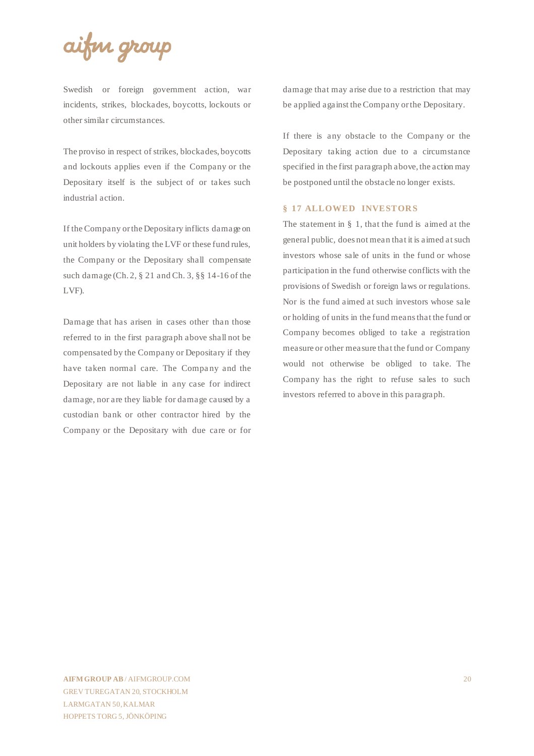Swedish or foreign government action, war incidents, strikes, blockades, boycotts, lockouts or other similar circumstances.

The proviso in respect of strikes, blockades, boycotts and lockouts applies even if the Company or the Depositary itself is the subject of or takes such industrial action.

If the Company or the Depositary inflicts damage on unit holders by violating the LVF or these fund rules, the Company or the Depositary shall compensate such damage (Ch. 2, § 21 and Ch. 3, §§ 14-16 of the LVF).

Damage that has arisen in cases other than those referred to in the first paragraph above shall not be compensated by the Company or Depositary if they have taken normal care. The Company and the Depositary are not liable in any case for indirect damage, nor are they liable for damage caused by a custodian bank or other contractor hired by the Company or the Depositary with due care or for damage that may arise due to a restriction that may be applied against the Company or the Depositary.

If there is any obstacle to the Company or the Depositary taking action due to a circumstance specified in the first paragraph above, the action may be postponed until the obstacle no longer exists.

## § 17 ALLOWED INVESTORS

The statement in § 1, that the fund is aimed at the general public, does not mean that it is aimed at such investors whose sale of units in the fund or whose participation in the fund otherwise conflicts with the provisions of Swedish or foreign laws or regulations. Nor is the fund aimed at such investors whose sale or holding of units in the fund means that the fund or Company becomes obliged to take a registration measure or other measure that the fund or Company would not otherwise be obliged to take. The Company has the right to refuse sales to such investors referred to above in this paragraph.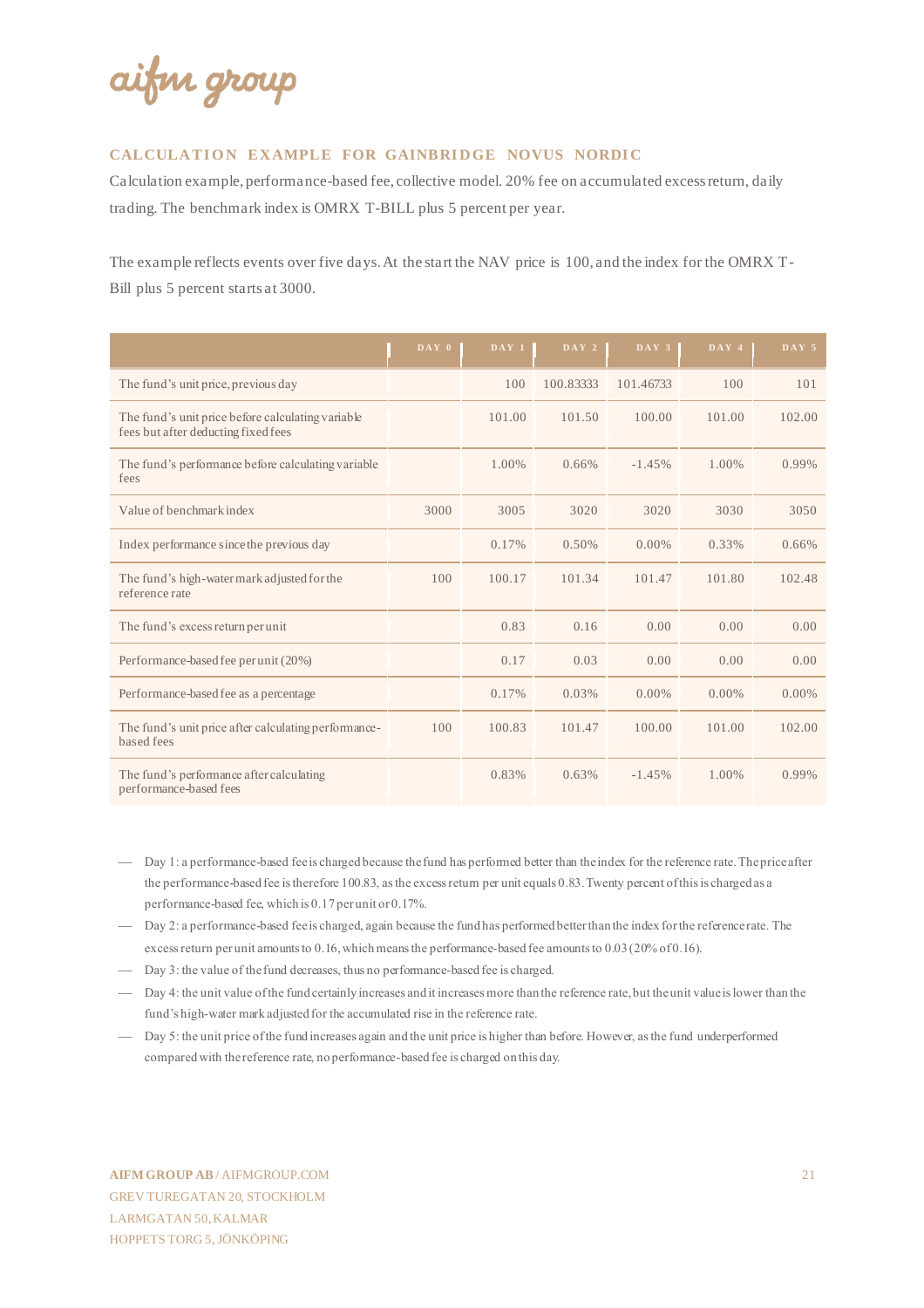aifm group

### CALCULATION EXAMPLE FOR GAINBRIDGE NOVUS NORDIC

Calculation example, performance-based fee, collective model. 20% fee on accumulated excess return, daily trading. The benchmark index is OMRX T-BILL plus 5 percent per year.

The example reflects events over five days. At the start the NAV price is 100, and the index for the OMRX T-Bill plus 5 percent starts at 3000.

| | DAY 0 | DAY 1 | DAY 2 | DAY 3 | DAY 4 | DAY 5 |
|---|---|---|---|---|---|---|
| The fund's unit price, previous day | | 100 | 100.83333 | 101.46733 | 100 | 101 |
| The fund's unit price before calculating variable fees but after deducting fixed fees | | 101.00 | 101.50 | 100.00 | 101.00 | 102.00 |
| The fund's performance before calculating variable fees | | 1.00% | 0.66% | -1.45% | 1.00% | 0.99% |
| Value of benchmark index | 3000 | 3005 | 3020 | 3020 | 3030 | 3050 |
| Index performance since the previous day | | 0.17% | 0.50% | 0.00% | 0.33% | 0.66% |
| The fund's high-water mark adjusted for the reference rate | 100 | 100.17 | 101.34 | 101.47 | 101.80 | 102.48 |
| The fund's excess return per unit | | 0.83 | 0.16 | 0.00 | 0.00 | 0.00 |
| Performance-based fee per unit (20%) | | 0.17 | 0.03 | 0.00 | 0.00 | 0.00 |
| Performance-based fee as a percentage | | 0.17% | 0.03% | 0.00% | 0.00% | 0.00% |
| The fund's unit price after calculating performance-based fees | 100 | 100.83 | 101.47 | 100.00 | 101.00 | 102.00 |
| The fund's performance after calculating performance-based fees | | 0.83% | 0.63% | -1.45% | 1.00% | 0.99% |

- Day 1: a performance-based fee is charged because the fund has performed better than the index for the reference rate. The price after the performance-based fee is therefore 100.83, as the excess return per unit equals 0.83. Twenty percent of this is charged as a performance-based fee, which is 0.17 per unit or 0.17%.
- Day 2: a performance-based fee is charged, again because the fund has performed better than the index for the reference rate. The excess return per unit amounts to 0.16, which means the performance-based fee amounts to 0.03 (20% of 0.16).
- Day 3: the value of the fund decreases, thus no performance-based fee is charged.
- Day 4: the unit value of the fund certainly increases and it increases more than the reference rate, but the unit value is lower than the fund's high-water mark adjusted for the accumulated rise in the reference rate.
- Day 5: the unit price of the fund increases again and the unit price is higher than before. However, as the fund underperformed compared with the reference rate, no performance-based fee is charged on this day.

**AIFM GROUP AB** / AIFMGROUP.COM
GREV TUREGATAN 20, STOCKHOLM
LARMGATAN 50, KALMAR
HOPPETS TORG 5, JÖNKÖPING